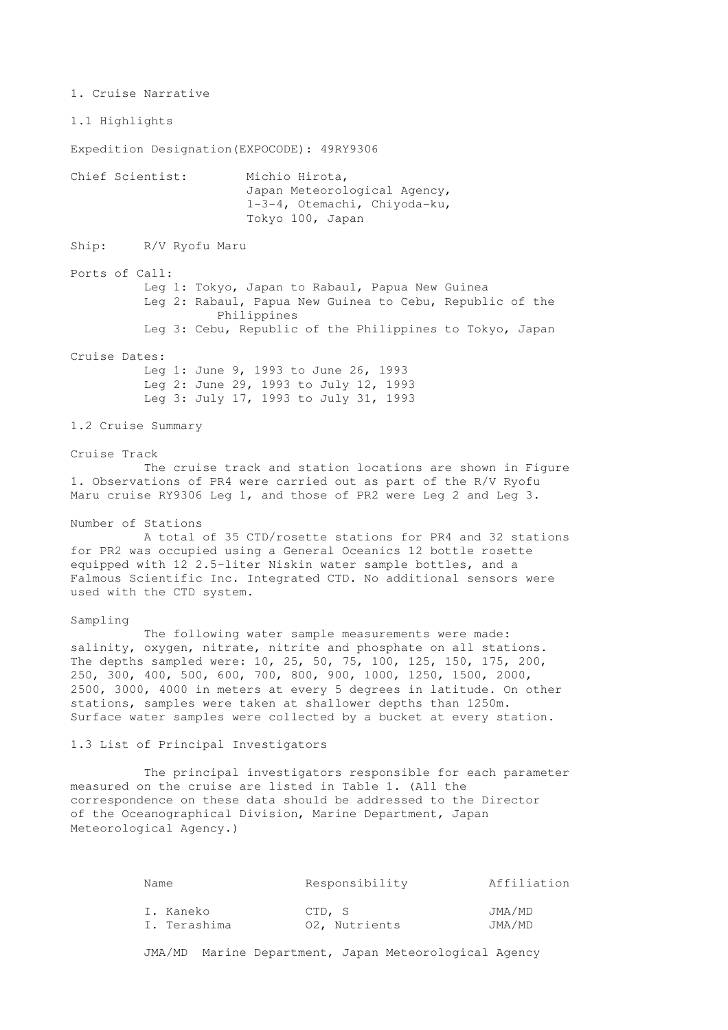# 1. Cruise Narrative

## 1.1 Highlights

Expedition Designation(EXPOCODE): 49RY9306

Chief Scientist: Michio Hirota,
Japan Meteorological Agency,
1-3-4, Otemachi, Chiyoda-ku,
Tokyo 100, Japan

Ship: R/V Ryofu Maru

Ports of Call:

- Leg 1: Tokyo, Japan to Rabaul, Papua New Guinea
- Leg 2: Rabaul, Papua New Guinea to Cebu, Republic of the Philippines
- Leg 3: Cebu, Republic of the Philippines to Tokyo, Japan

Cruise Dates:

- Leg 1: June 9, 1993 to June 26, 1993
- Leg 2: June 29, 1993 to July 12, 1993
- Leg 3: July 17, 1993 to July 31, 1993

## 1.2 Cruise Summary

### Cruise Track

The cruise track and station locations are shown in Figure 1. Observations of PR4 were carried out as part of the R/V Ryofu Maru cruise RY9306 Leg 1, and those of PR2 were Leg 2 and Leg 3.

### Number of Stations

A total of 35 CTD/rosette stations for PR4 and 32 stations for PR2 was occupied using a General Oceanics 12 bottle rosette equipped with 12 2.5-liter Niskin water sample bottles, and a Falmous Scientific Inc. Integrated CTD. No additional sensors were used with the CTD system.

### Sampling

The following water sample measurements were made: salinity, oxygen, nitrate, nitrite and phosphate on all stations. The depths sampled were: 10, 25, 50, 75, 100, 125, 150, 175, 200, 250, 300, 400, 500, 600, 700, 800, 900, 1000, 1250, 1500, 2000, 2500, 3000, 4000 in meters at every 5 degrees in latitude. On other stations, samples were taken at shallower depths than 1250m. Surface water samples were collected by a bucket at every station.

## 1.3 List of Principal Investigators

The principal investigators responsible for each parameter measured on the cruise are listed in Table 1. (All the correspondence on these data should be addressed to the Director of the Oceanographical Division, Marine Department, Japan Meteorological Agency.)

| Name | Responsibility | Affiliation |
|---|---|---|
| I. Kaneko | CTD, S | JMA/MD |
| I. Terashima | O2, Nutrients | JMA/MD |

JMA/MD Marine Department, Japan Meteorological Agency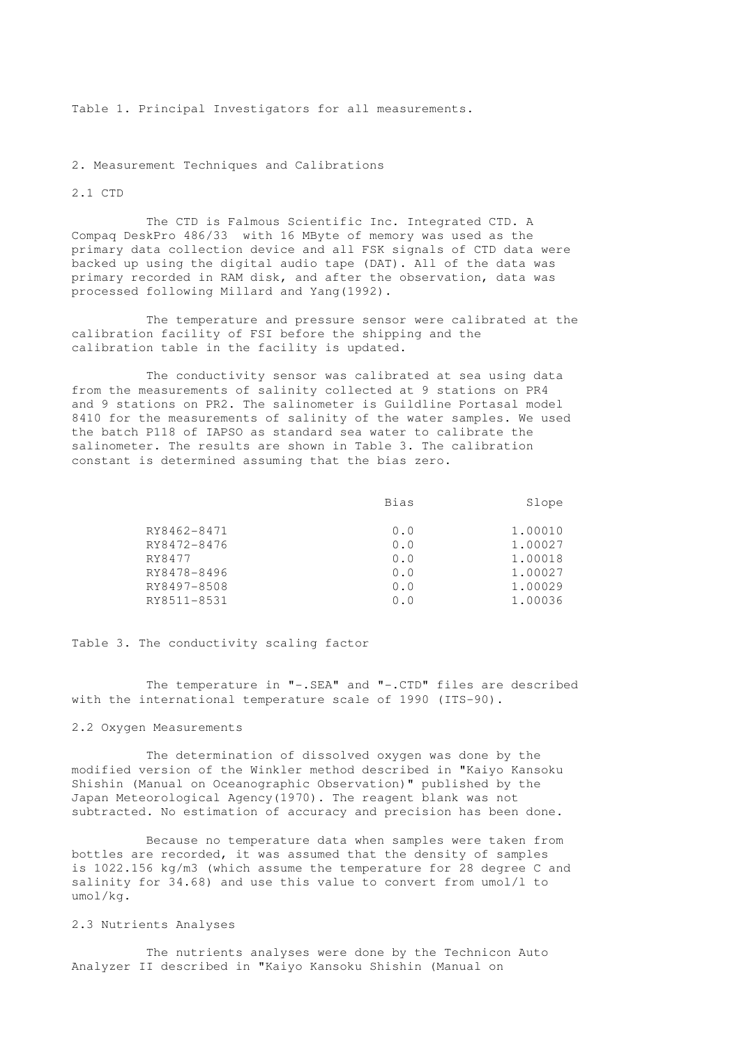Table 1. Principal Investigators for all measurements.

## 2. Measurement Techniques and Calibrations

### 2.1 CTD

The CTD is Falmous Scientific Inc. Integrated CTD. A Compaq DeskPro 486/33 with 16 MByte of memory was used as the primary data collection device and all FSK signals of CTD data were backed up using the digital audio tape (DAT). All of the data was primary recorded in RAM disk, and after the observation, data was processed following Millard and Yang(1992).

The temperature and pressure sensor were calibrated at the calibration facility of FSI before the shipping and the calibration table in the facility is updated.

The conductivity sensor was calibrated at sea using data from the measurements of salinity collected at 9 stations on PR4 and 9 stations on PR2. The salinometer is Guildline Portasal model 8410 for the measurements of salinity of the water samples. We used the batch P118 of IAPSO as standard sea water to calibrate the salinometer. The results are shown in Table 3. The calibration constant is determined assuming that the bias zero.

| | Bias | Slope |
|---|---|---|
| RY8462-8471 | 0.0 | 1.00010 |
| RY8472-8476 | 0.0 | 1.00027 |
| RY8477 | 0.0 | 1.00018 |
| RY8478-8496 | 0.0 | 1.00027 |
| RY8497-8508 | 0.0 | 1.00029 |
| RY8511-8531 | 0.0 | 1.00036 |

Table 3. The conductivity scaling factor

The temperature in "-.SEA" and "-.CTD" files are described with the international temperature scale of 1990 (ITS-90).

### 2.2 Oxygen Measurements

The determination of dissolved oxygen was done by the modified version of the Winkler method described in "Kaiyo Kansoku Shishin (Manual on Oceanographic Observation)" published by the Japan Meteorological Agency(1970). The reagent blank was not subtracted. No estimation of accuracy and precision has been done.

Because no temperature data when samples were taken from bottles are recorded, it was assumed that the density of samples is 1022.156 kg/m3 (which assume the temperature for 28 degree C and salinity for 34.68) and use this value to convert from umol/l to umol/kg.

### 2.3 Nutrients Analyses

The nutrients analyses were done by the Technicon Auto Analyzer II described in "Kaiyo Kansoku Shishin (Manual on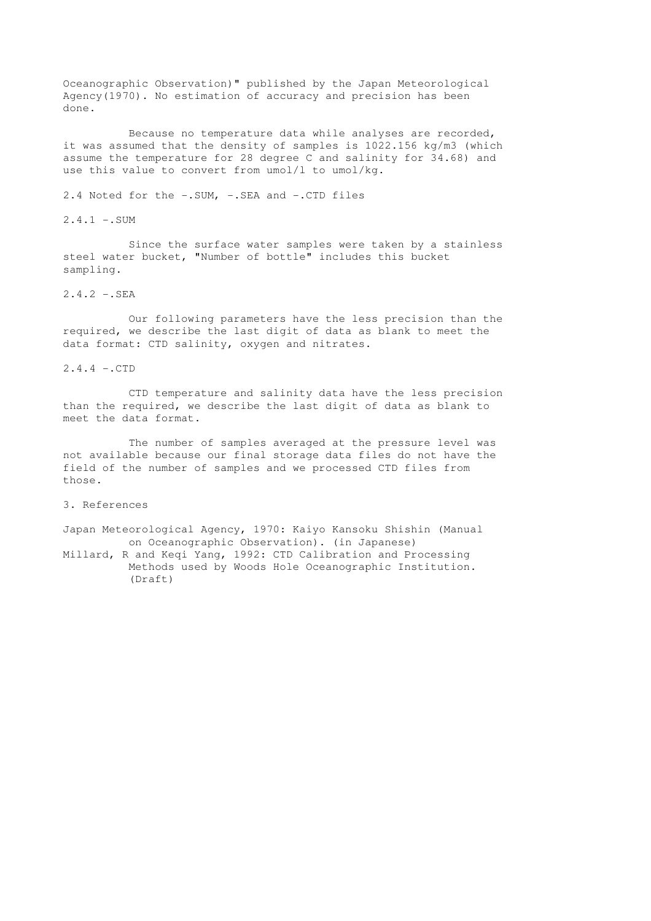Oceanographic Observation)" published by the Japan Meteorological Agency(1970). No estimation of accuracy and precision has been done.

Because no temperature data while analyses are recorded, it was assumed that the density of samples is 1022.156 kg/m3 (which assume the temperature for 28 degree C and salinity for 34.68) and use this value to convert from umol/l to umol/kg.

## 2.4 Noted for the -.SUM, -.SEA and -.CTD files

### 2.4.1 -.SUM

Since the surface water samples were taken by a stainless steel water bucket, "Number of bottle" includes this bucket sampling.

### 2.4.2 -.SEA

Our following parameters have the less precision than the required, we describe the last digit of data as blank to meet the data format: CTD salinity, oxygen and nitrates.

### 2.4.4 -.CTD

CTD temperature and salinity data have the less precision than the required, we describe the last digit of data as blank to meet the data format.

The number of samples averaged at the pressure level was not available because our final storage data files do not have the field of the number of samples and we processed CTD files from those.

## 3. References

Japan Meteorological Agency, 1970: Kaiyo Kansoku Shishin (Manual on Oceanographic Observation). (in Japanese)

Millard, R and Keqi Yang, 1992: CTD Calibration and Processing Methods used by Woods Hole Oceanographic Institution. (Draft)